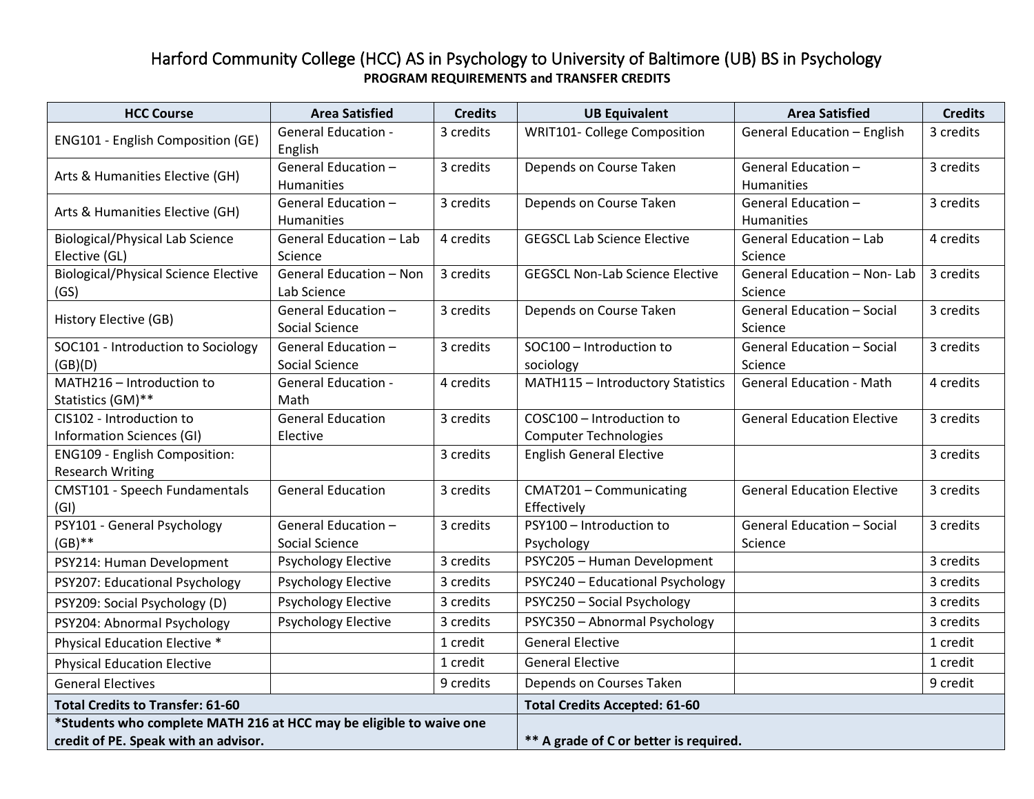# Harford Community College (HCC) AS in Psychology to University of Baltimore (UB) BS in Psychology

**PROGRAM REQUIREMENTS and TRANSFER CREDITS**

| HCC Course | Area Satisfied | Credits | UB Equivalent | Area Satisfied | Credits |
|---|---|---|---|---|---|
| ENG101 - English Composition (GE) | General Education - English | 3 credits | WRIT101- College Composition | General Education – English | 3 credits |
| Arts & Humanities Elective (GH) | General Education – Humanities | 3 credits | Depends on Course Taken | General Education – Humanities | 3 credits |
| Arts & Humanities Elective (GH) | General Education – Humanities | 3 credits | Depends on Course Taken | General Education – Humanities | 3 credits |
| Biological/Physical Lab Science Elective (GL) | General Education – Lab Science | 4 credits | GEGSCL Lab Science Elective | General Education – Lab Science | 4 credits |
| Biological/Physical Science Elective (GS) | General Education – Non Lab Science | 3 credits | GEGSCL Non-Lab Science Elective | General Education – Non- Lab Science | 3 credits |
| History Elective (GB) | General Education – Social Science | 3 credits | Depends on Course Taken | General Education – Social Science | 3 credits |
| SOC101 - Introduction to Sociology (GB)(D) | General Education – Social Science | 3 credits | SOC100 – Introduction to sociology | General Education – Social Science | 3 credits |
| MATH216 – Introduction to Statistics (GM)** | General Education - Math | 4 credits | MATH115 – Introductory Statistics | General Education - Math | 4 credits |
| CIS102 - Introduction to Information Sciences (GI) | General Education Elective | 3 credits | COSC100 – Introduction to Computer Technologies | General Education Elective | 3 credits |
| ENG109 - English Composition: Research Writing | | 3 credits | English General Elective | | 3 credits |
| CMST101 - Speech Fundamentals (GI) | General Education | 3 credits | CMAT201 – Communicating Effectively | General Education Elective | 3 credits |
| PSY101 - General Psychology (GB)** | General Education – Social Science | 3 credits | PSY100 – Introduction to Psychology | General Education – Social Science | 3 credits |
| PSY214: Human Development | Psychology Elective | 3 credits | PSYC205 – Human Development | | 3 credits |
| PSY207: Educational Psychology | Psychology Elective | 3 credits | PSYC240 – Educational Psychology | | 3 credits |
| PSY209: Social Psychology (D) | Psychology Elective | 3 credits | PSYC250 – Social Psychology | | 3 credits |
| PSY204: Abnormal Psychology | Psychology Elective | 3 credits | PSYC350 – Abnormal Psychology | | 3 credits |
| Physical Education Elective * | | 1 credit | General Elective | | 1 credit |
| Physical Education Elective | | 1 credit | General Elective | | 1 credit |
| General Electives | | 9 credits | Depends on Courses Taken | | 9 credit |
| **Total Credits to Transfer: 61-60** | | | **Total Credits Accepted: 61-60** | | |
| ***Students who complete MATH 216 at HCC may be eligible to waive one credit of PE. Speak with an advisor.** | | | **** A grade of C or better is required.** | | |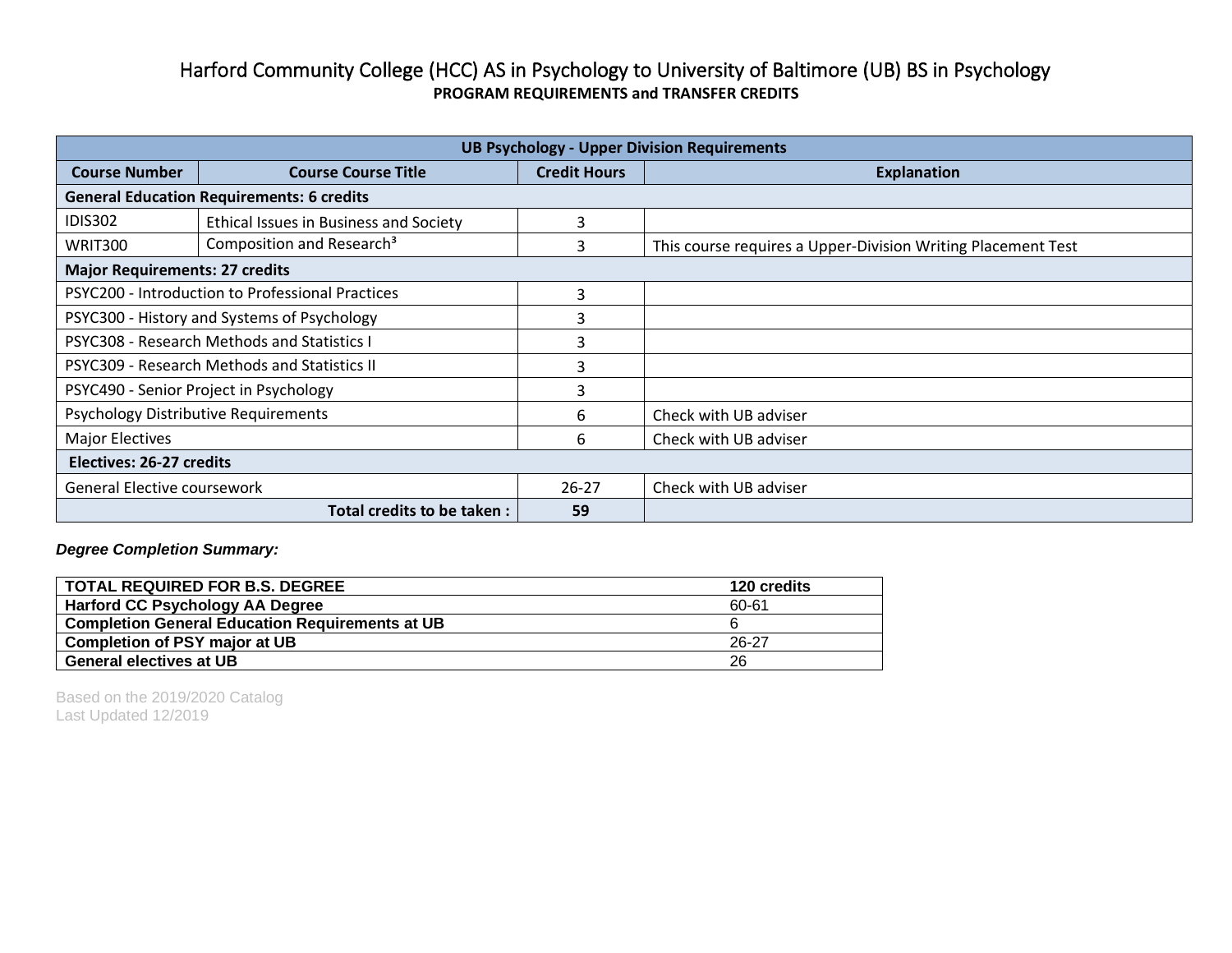# Harford Community College (HCC) AS in Psychology to University of Baltimore (UB) BS in Psychology

**PROGRAM REQUIREMENTS and TRANSFER CREDITS**

| UB Psychology - Upper Division Requirements | | | |
|---|---|---|---|
| **Course Number** | **Course Course Title** | **Credit Hours** | **Explanation** |
| **General Education Requirements: 6 credits** | | | |
| IDIS302 | Ethical Issues in Business and Society | 3 | |
| WRIT300 | Composition and Research[3] | 3 | This course requires a Upper-Division Writing Placement Test |
| **Major Requirements: 27 credits** | | | |
| PSYC200 - Introduction to Professional Practices | | 3 | |
| PSYC300 - History and Systems of Psychology | | 3 | |
| PSYC308 - Research Methods and Statistics I | | 3 | |
| PSYC309 - Research Methods and Statistics II | | 3 | |
| PSYC490 - Senior Project in Psychology | | 3 | |
| Psychology Distributive Requirements | | 6 | Check with UB adviser |
| Major Electives | | 6 | Check with UB adviser |
| **Electives: 26-27 credits** | | | |
| General Elective coursework | | 26-27 | Check with UB adviser |
| **Total credits to be taken :** | | **59** | |

***Degree Completion Summary:***

| | |
|---|---|
| **TOTAL REQUIRED FOR B.S. DEGREE** | **120 credits** |
| **Harford CC Psychology AA Degree** | 60-61 |
| **Completion General Education Requirements at UB** | 6 |
| **Completion of PSY major at UB** | 26-27 |
| **General electives at UB** | 26 |

Based on the 2019/2020 Catalog
Last Updated 12/2019